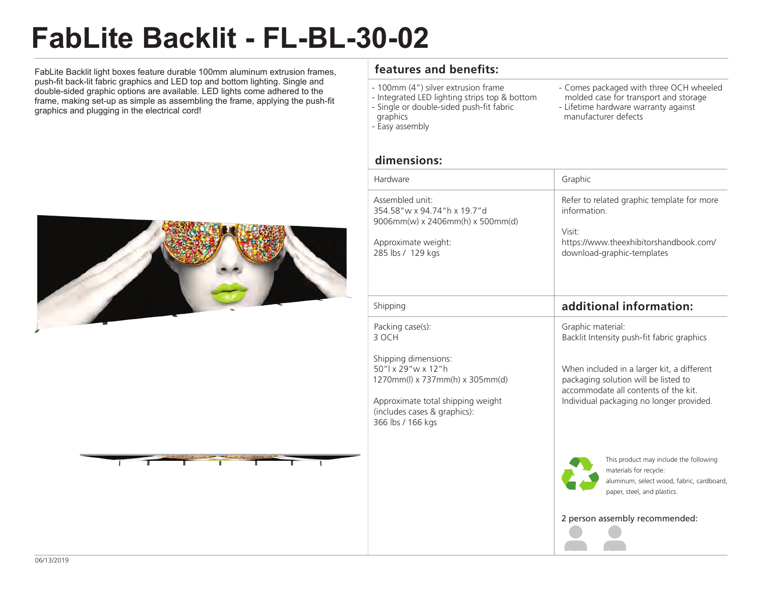# FabLite Backlit - FL-BL-30-02

FabLite Backlit light boxes feature durable 100mm aluminum extrusion frames, push-fit back-lit fabric graphics and LED top and bottom lighting. Single and double-sided graphic options are available. LED lights come adhered to the frame, making set-up as simple as assembling the frame, applying the push-fit graphics and plugging in the electrical cord!

## features and benefits:

- 100mm (4") silver extrusion frame
- Integrated LED lighting strips top & bottom
- Single or double-sided push-fit fabric graphics
- Easy assembly
- Comes packaged with three OCH wheeled molded case for transport and storage
- Lifetime hardware warranty against manufacturer defects

## dimensions:

| Hardware | Graphic |
|---|---|
| Assembled unit:<br>354.58"w x 94.74"h x 19.7"d<br>9006mm(w) x 2406mm(h) x 500mm(d)<br><br>Approximate weight:<br>285 lbs / 129 kgs | Refer to related graphic template for more information.<br><br>Visit:<br>https://www.theexhibitorshandbook.com/download-graphic-templates |

| Shipping | additional information: |
|---|---|
| Packing case(s):<br>3 OCH<br><br>Shipping dimensions:<br>50"l x 29"w x 12"h<br>1270mm(l) x 737mm(h) x 305mm(d)<br><br>Approximate total shipping weight (includes cases & graphics):<br>366 lbs / 166 kgs | Graphic material:<br>Backlit Intensity push-fit fabric graphics<br><br>When included in a larger kit, a different packaging solution will be listed to accommodate all contents of the kit. Individual packaging no longer provided. |

This product may include the following materials for recycle: aluminum, select wood, fabric, cardboard, paper, steel, and plastics.

2 person assembly recommended:

06/13/2019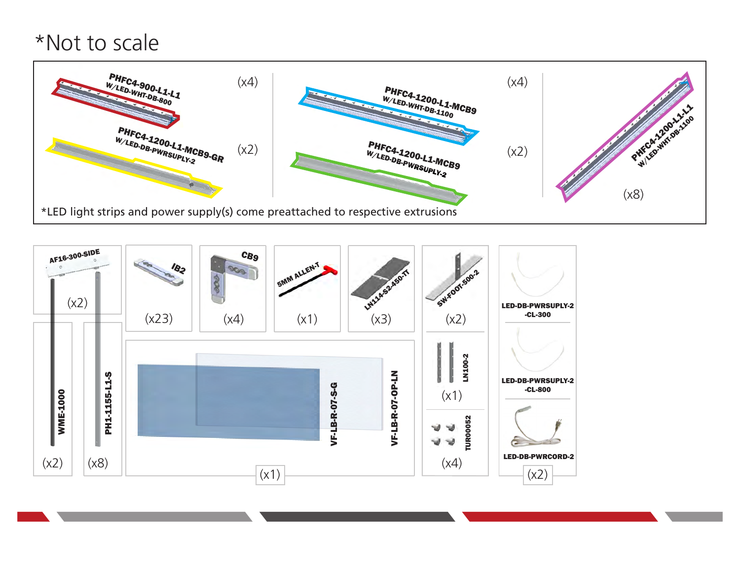*Not to scale

PHFC4-900-L1-L1
W/LED-WHT-DB-800
(x4)

PHFC4-1200-L1-MCB9-GR
W/LED-DB-PWRSUPLY-2
(x2)

PHFC4-1200-L1-MCB9
W/LED-WHT-DB-1100
(x4)

PHFC4-1200-L1-MCB9
W/LED-DB-PWRSUPLY-2
(x2)

PHFC4-1200-L1-L1
W/LED-WHT-DB-1100
(x8)

*LED light strips and power supply(s) come preattached to respective extrusions

AF16-300-SIDE (x2)

WME-1000 (x2)

PH1-1155-L1-S (x8)

IB2 (x23)

CB9 (x4)

5MM ALLEN-T (x1)

LN114-S2-450-TT (x3)

SW-FOOT-500-2 (x2)

VF-LB-R-07-S-G
VF-LB-R-07-OP-LN
(x1)

LN100-2 (x1)

TUR00052 (x4)

LED-DB-PWRSUPLY-2 -CL-300

LED-DB-PWRSUPLY-2 -CL-800

LED-DB-PWRCORD-2

(x2)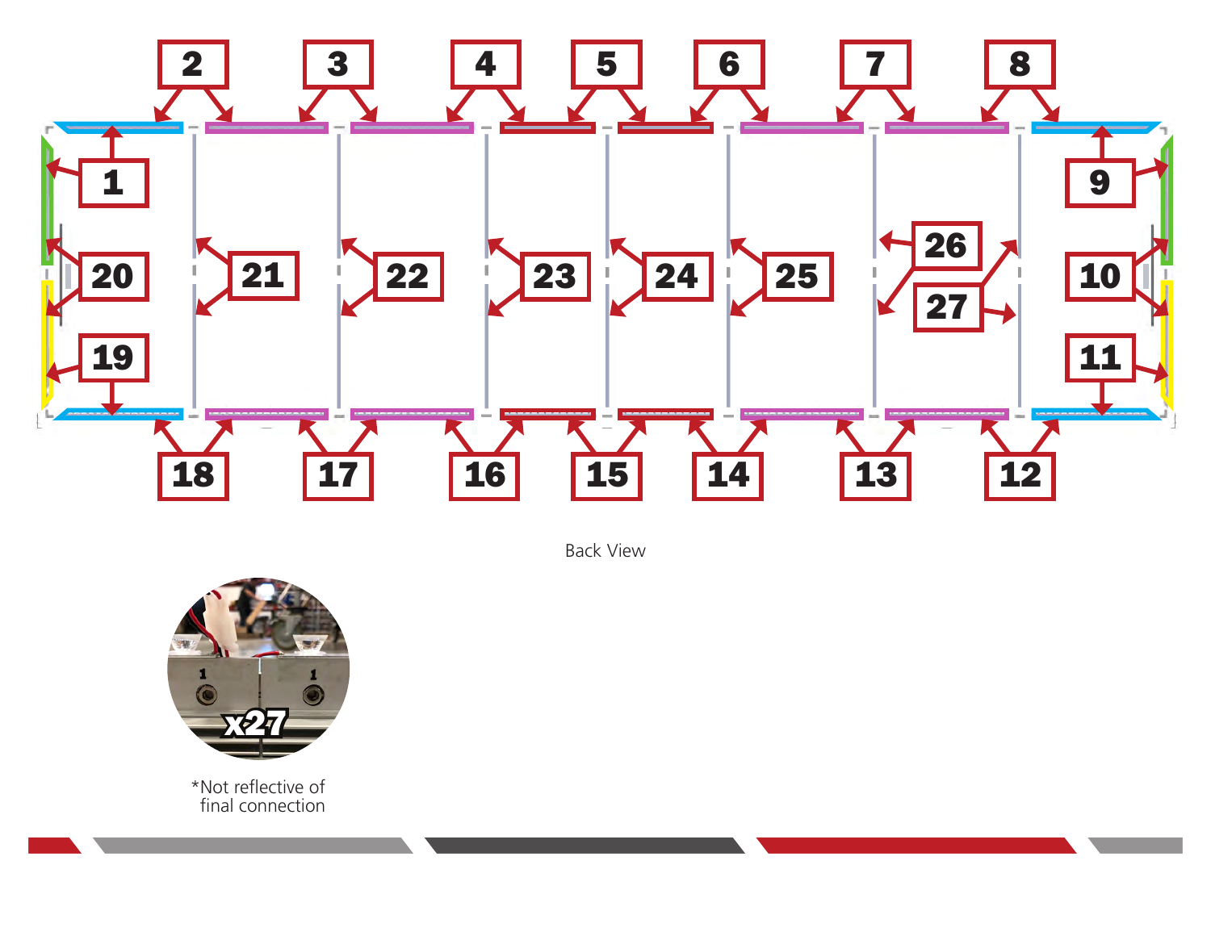2 3 4 5 6 7 8

1 9

20 21 22 23 24 25 26 27 10

19 11

18 17 16 15 14 13 12

Back View

x27

*Not reflective of final connection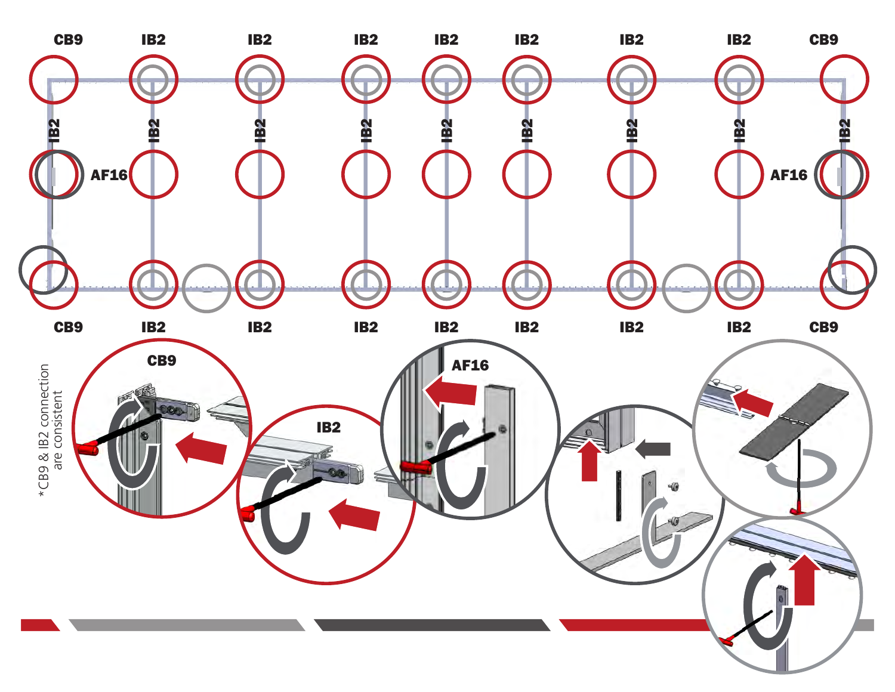CB9 IB2 IB2 IB2 IB2 IB2 IB2 IB2 CB9

IB2 IB2 IB2 IB2 IB2 IB2 IB2 IB2 IB2

AF16 AF16

CB9 IB2 IB2 IB2 IB2 IB2 IB2 IB2 CB9

CB9

IB2

AF16

*CB9 & IB2 connection are consistent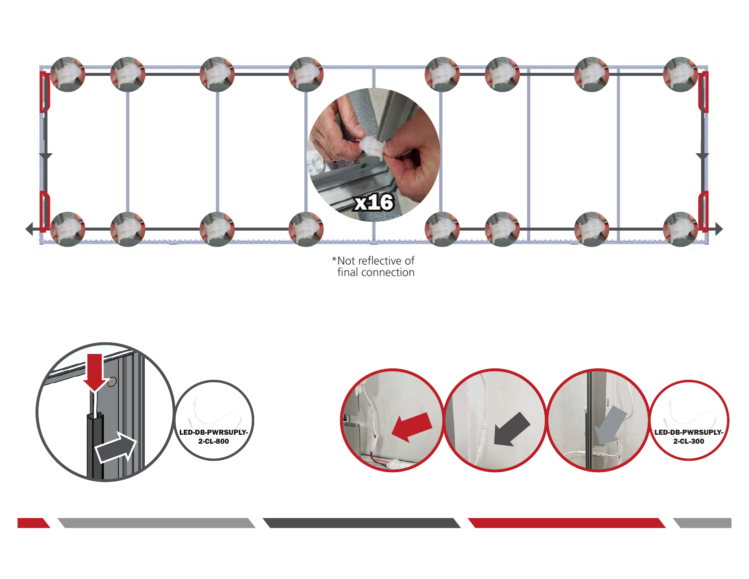x16

*Not reflective of final connection

LED-DB-PWRSUPLY-2-CL-800

LED-DB-PWRSUPLY-2-CL-300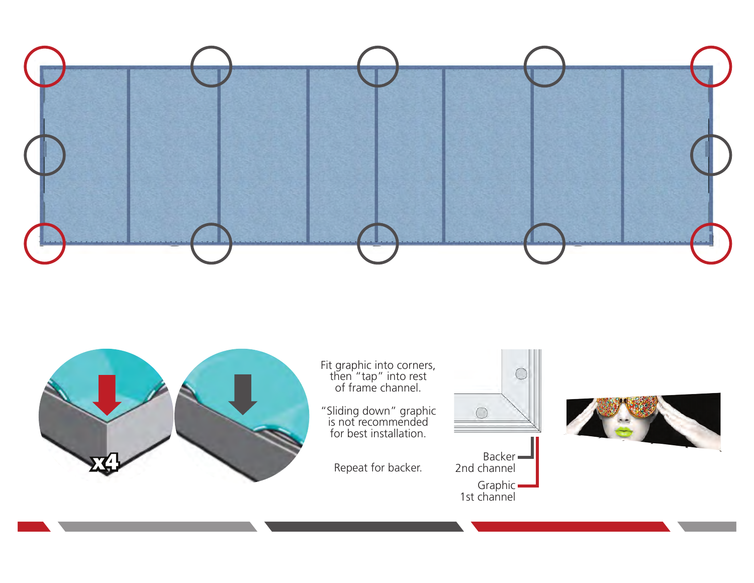Fit graphic into corners, then "tap" into rest of frame channel.

"Sliding down" graphic is not recommended for best installation.

Repeat for backer.

Backer
2nd channel

Graphic
1st channel

x4